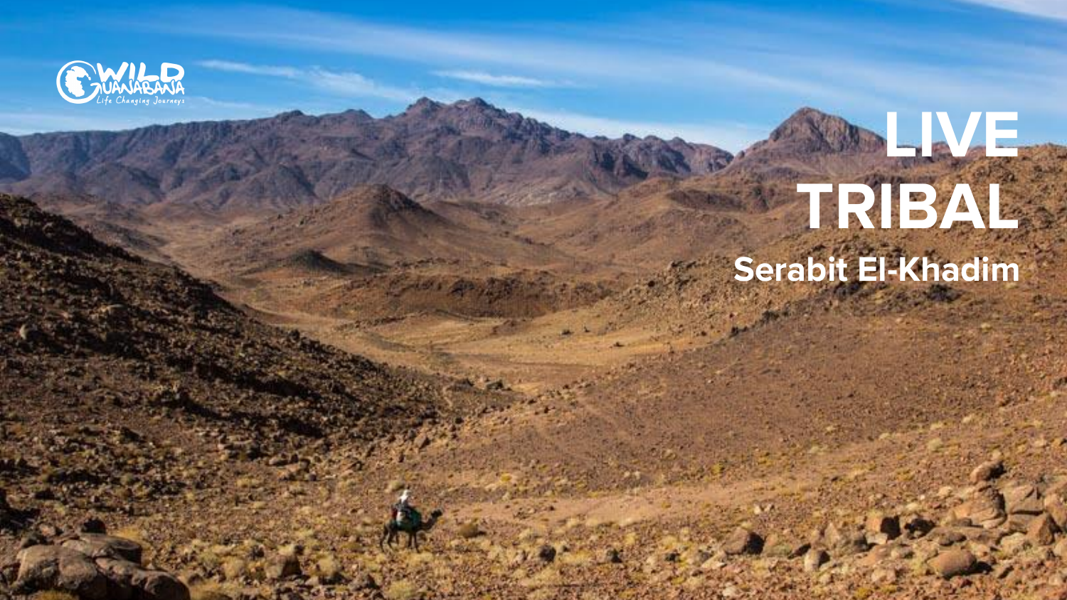WILD GUANABANA
Life Changing Journeys

# LIVE TRIBAL

## Serabit El-Khadim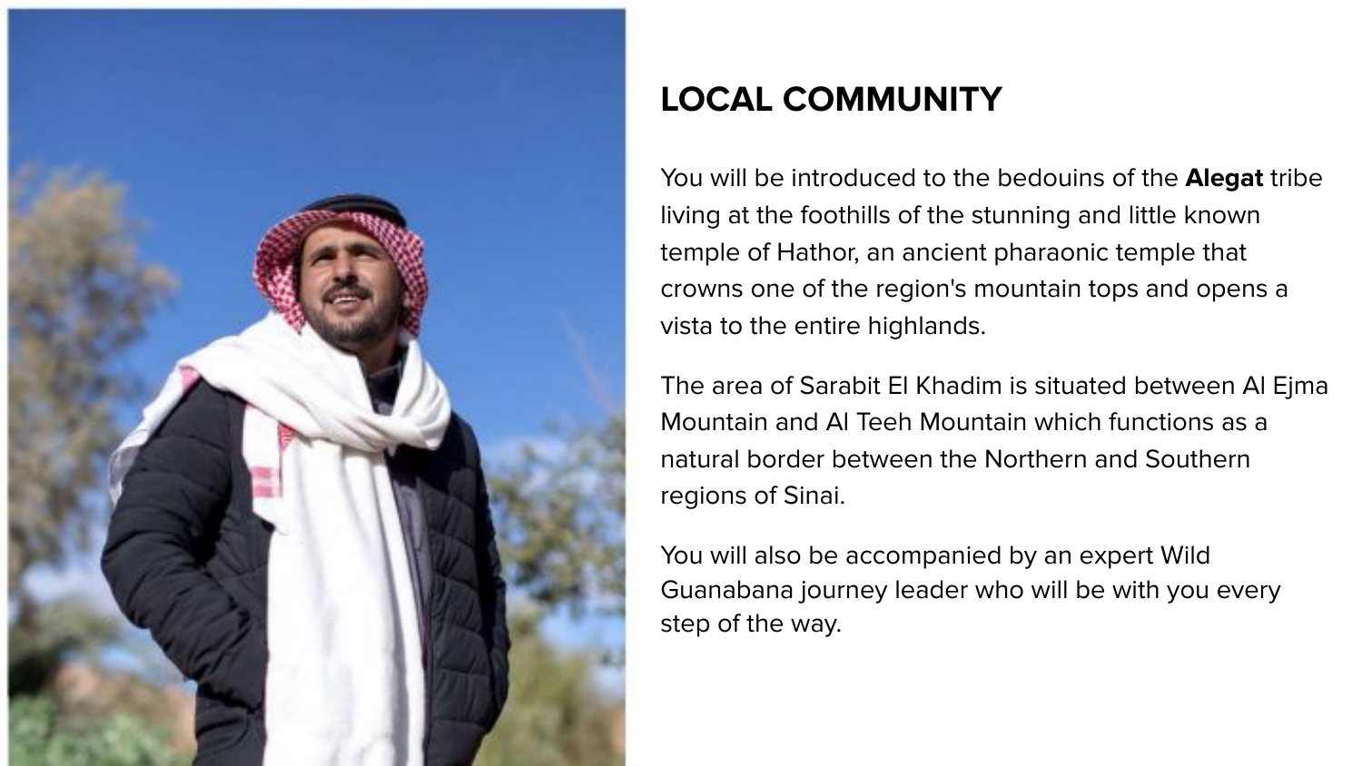## LOCAL COMMUNITY

You will be introduced to the bedouins of the **Alegat** tribe living at the foothills of the stunning and little known temple of Hathor, an ancient pharaonic temple that crowns one of the region's mountain tops and opens a vista to the entire highlands.

The area of Sarabit El Khadim is situated between Al Ejma Mountain and Al Teeh Mountain which functions as a natural border between the Northern and Southern regions of Sinai.

You will also be accompanied by an expert Wild Guanabana journey leader who will be with you every step of the way.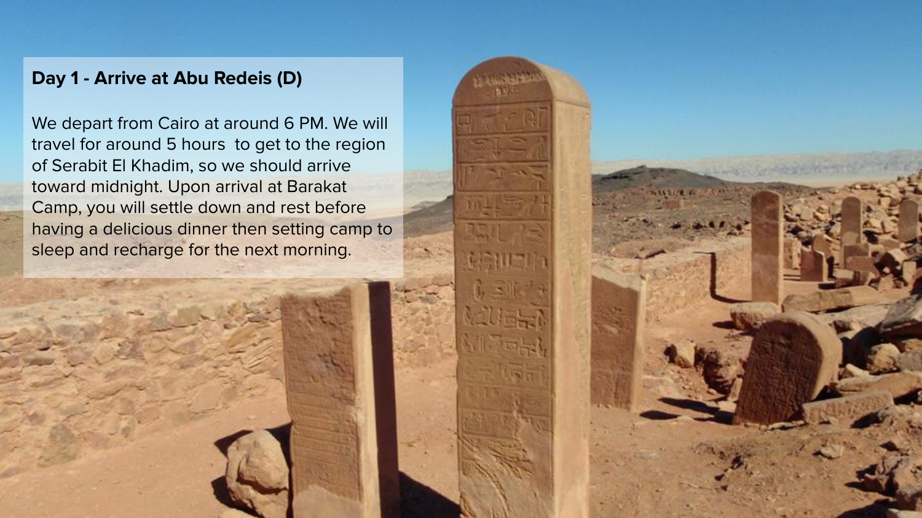## Day 1 - Arrive at Abu Redeis (D)

We depart from Cairo at around 6 PM. We will travel for around 5 hours  to get to the region of Serabit El Khadim, so we should arrive toward midnight. Upon arrival at Barakat Camp, you will settle down and rest before having a delicious dinner then setting camp to sleep and recharge for the next morning.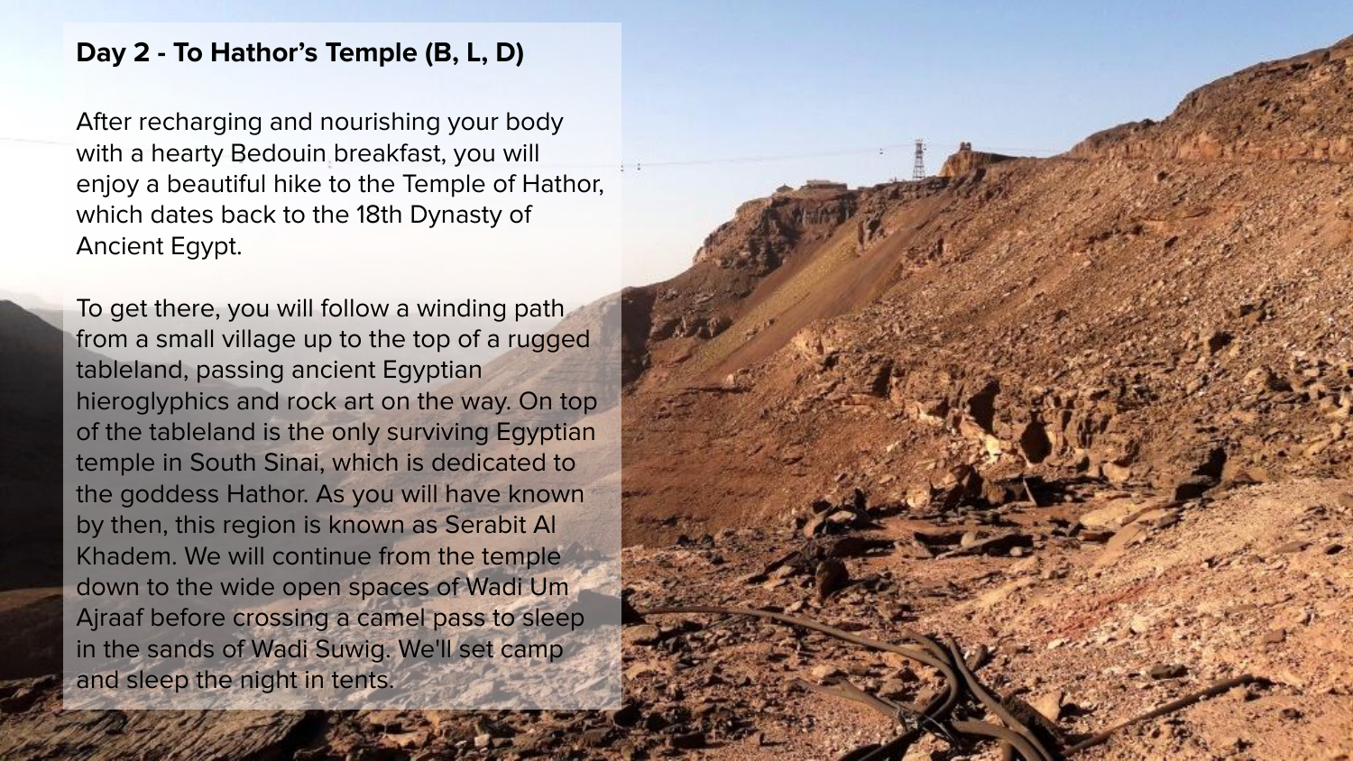## Day 2 - To Hathor's Temple (B, L, D)

After recharging and nourishing your body with a hearty Bedouin breakfast, you will enjoy a beautiful hike to the Temple of Hathor, which dates back to the 18th Dynasty of Ancient Egypt.

To get there, you will follow a winding path from a small village up to the top of a rugged tableland, passing ancient Egyptian hieroglyphics and rock art on the way. On top of the tableland is the only surviving Egyptian temple in South Sinai, which is dedicated to the goddess Hathor. As you will have known by then, this region is known as Serabit Al Khadem. We will continue from the temple down to the wide open spaces of Wadi Um Ajraaf before crossing a camel pass to sleep in the sands of Wadi Suwig. We'll set camp and sleep the night in tents.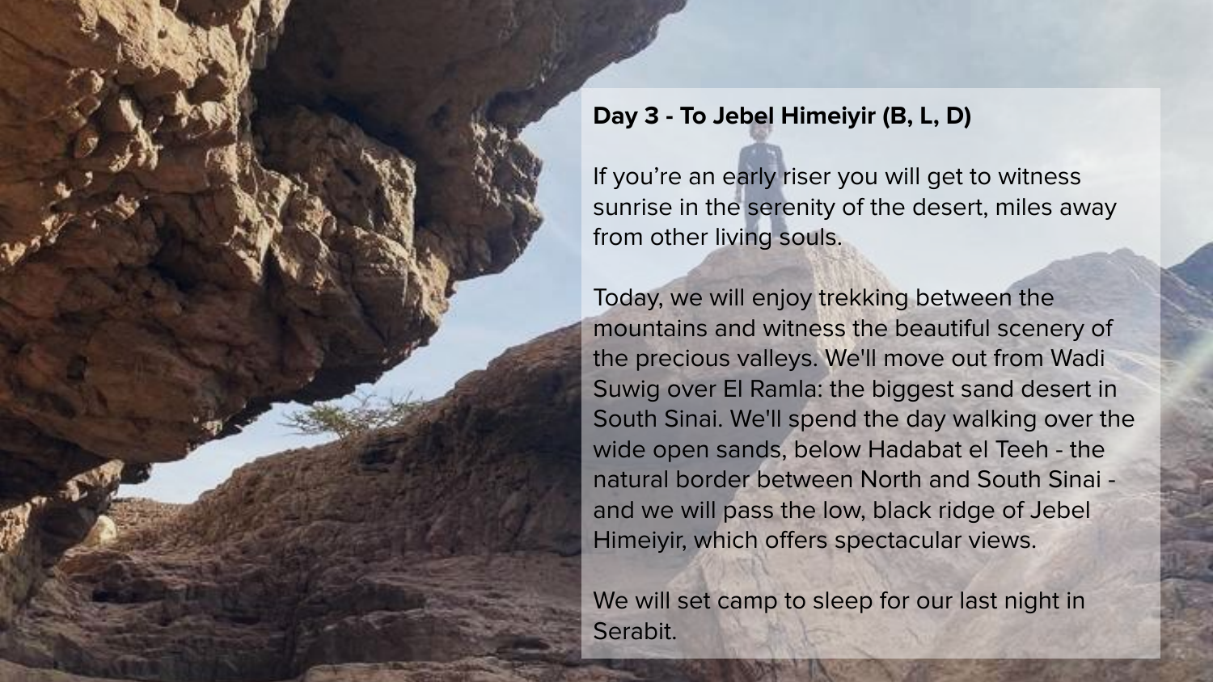**Day 3 - To Jebel Himeiyir (B, L, D)**

If you're an early riser you will get to witness sunrise in the serenity of the desert, miles away from other living souls.

Today, we will enjoy trekking between the mountains and witness the beautiful scenery of the precious valleys. We'll move out from Wadi Suwig over El Ramla: the biggest sand desert in South Sinai. We'll spend the day walking over the wide open sands, below Hadabat el Teeh - the natural border between North and South Sinai - and we will pass the low, black ridge of Jebel Himeiyir, which offers spectacular views.

We will set camp to sleep for our last night in Serabit.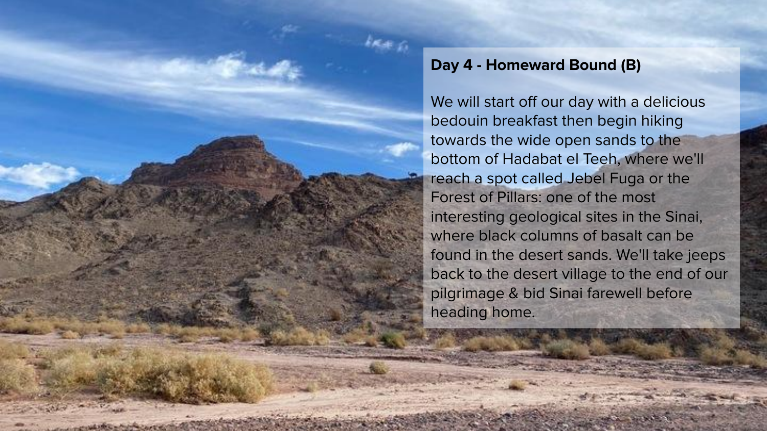**Day 4 - Homeward Bound (B)**

We will start off our day with a delicious bedouin breakfast then begin hiking towards the wide open sands to the bottom of Hadabat el Teeh, where we'll reach a spot called Jebel Fuga or the Forest of Pillars: one of the most interesting geological sites in the Sinai, where black columns of basalt can be found in the desert sands. We'll take jeeps back to the desert village to the end of our pilgrimage & bid Sinai farewell before heading home.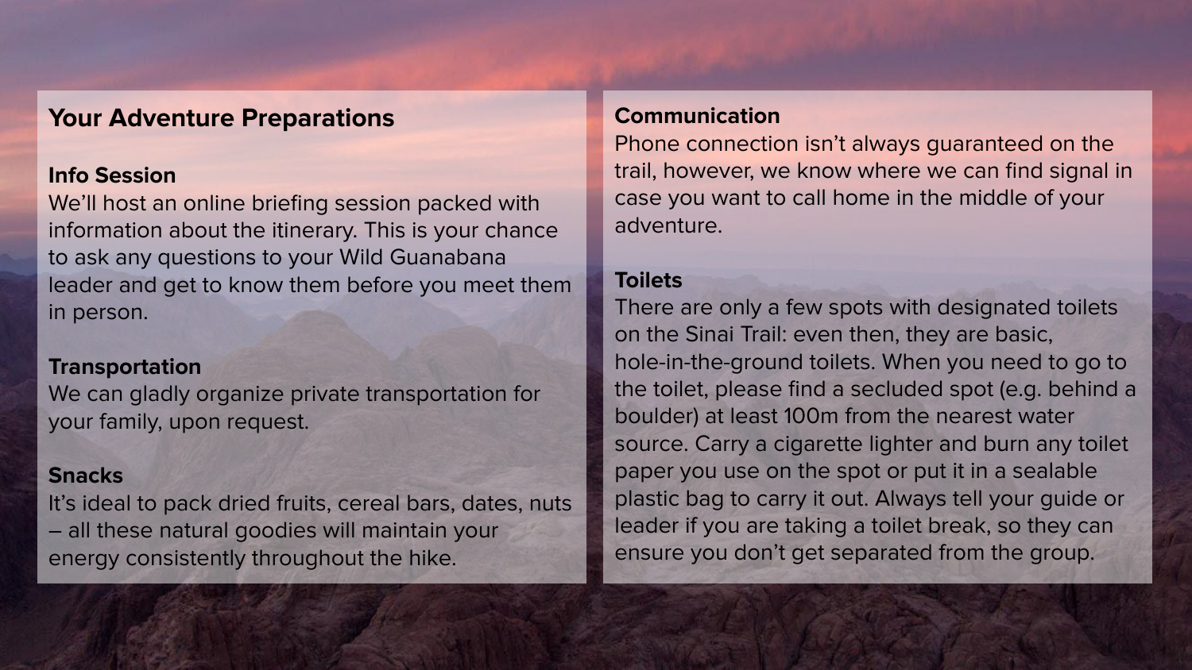## Your Adventure Preparations

### Info Session

We'll host an online briefing session packed with information about the itinerary. This is your chance to ask any questions to your Wild Guanabana leader and get to know them before you meet them in person.

### Transportation

We can gladly organize private transportation for your family, upon request.

### Snacks

It's ideal to pack dried fruits, cereal bars, dates, nuts – all these natural goodies will maintain your energy consistently throughout the hike.

### Communication

Phone connection isn't always guaranteed on the trail, however, we know where we can find signal in case you want to call home in the middle of your adventure.

### Toilets

There are only a few spots with designated toilets on the Sinai Trail: even then, they are basic, hole-in-the-ground toilets. When you need to go to the toilet, please find a secluded spot (e.g. behind a boulder) at least 100m from the nearest water source. Carry a cigarette lighter and burn any toilet paper you use on the spot or put it in a sealable plastic bag to carry it out. Always tell your guide or leader if you are taking a toilet break, so they can ensure you don't get separated from the group.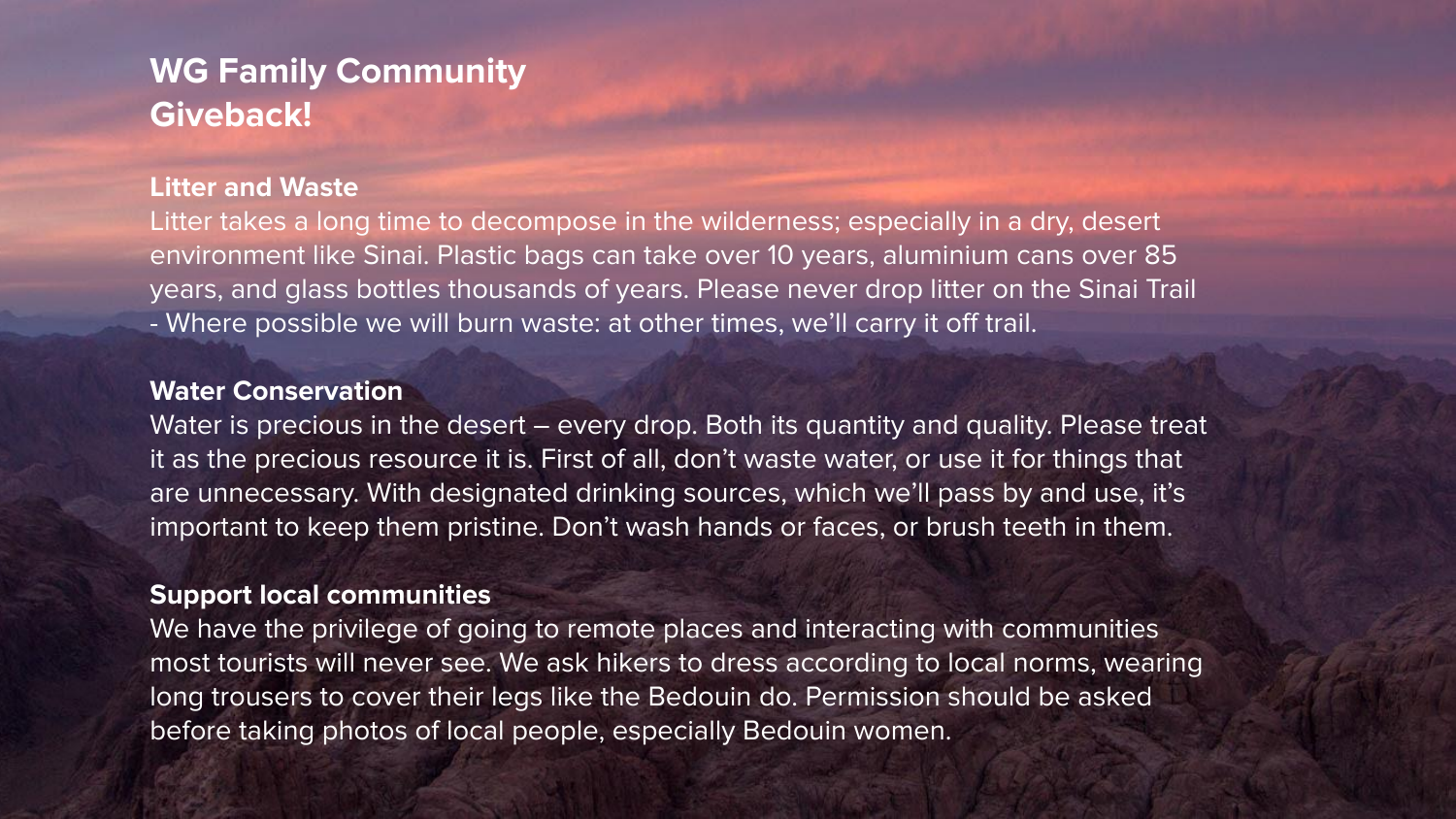# WG Family Community Giveback!

## Litter and Waste

Litter takes a long time to decompose in the wilderness; especially in a dry, desert environment like Sinai. Plastic bags can take over 10 years, aluminium cans over 85 years, and glass bottles thousands of years. Please never drop litter on the Sinai Trail - Where possible we will burn waste: at other times, we'll carry it off trail.

## Water Conservation

Water is precious in the desert – every drop. Both its quantity and quality. Please treat it as the precious resource it is. First of all, don't waste water, or use it for things that are unnecessary. With designated drinking sources, which we'll pass by and use, it's important to keep them pristine. Don't wash hands or faces, or brush teeth in them.

## Support local communities

We have the privilege of going to remote places and interacting with communities most tourists will never see. We ask hikers to dress according to local norms, wearing long trousers to cover their legs like the Bedouin do. Permission should be asked before taking photos of local people, especially Bedouin women.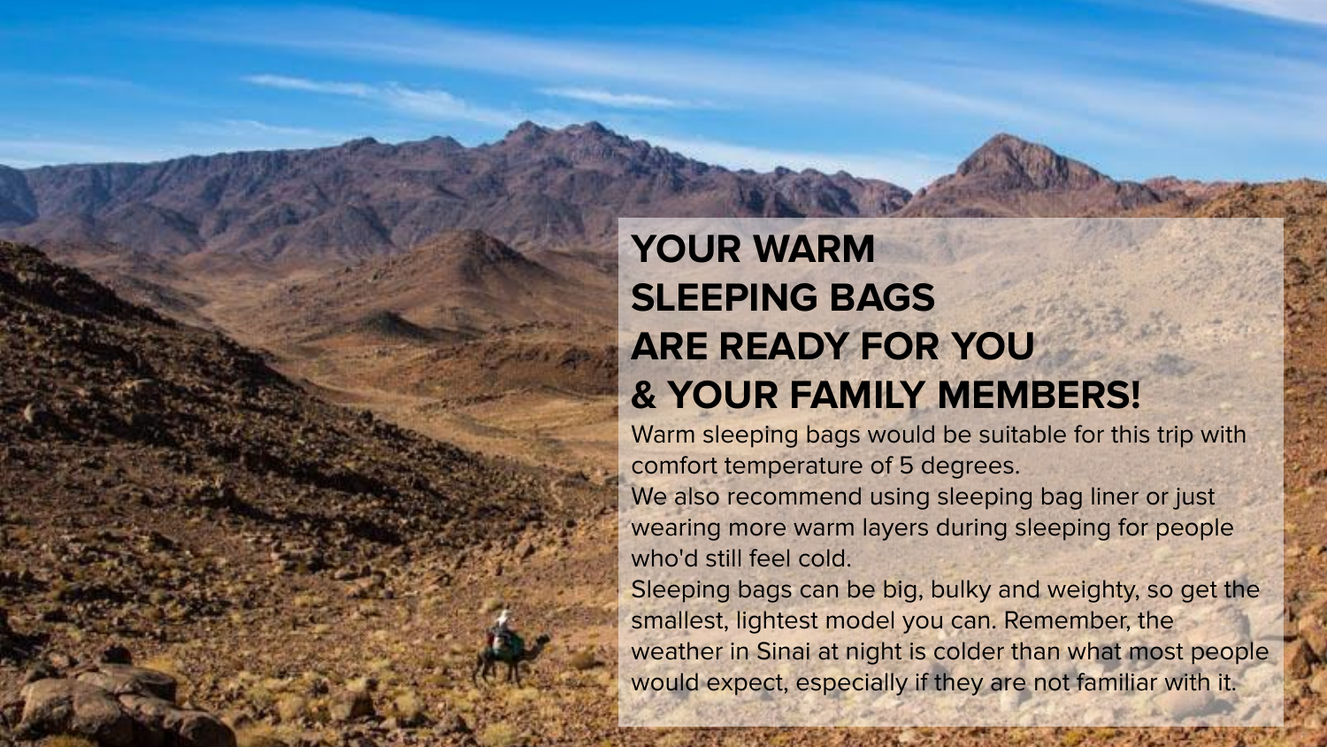# YOUR WARM SLEEPING BAGS ARE READY FOR YOU & YOUR FAMILY MEMBERS!

Warm sleeping bags would be suitable for this trip with comfort temperature of 5 degrees.

We also recommend using sleeping bag liner or just wearing more warm layers during sleeping for people who'd still feel cold.

Sleeping bags can be big, bulky and weighty, so get the smallest, lightest model you can. Remember, the weather in Sinai at night is colder than what most people would expect, especially if they are not familiar with it.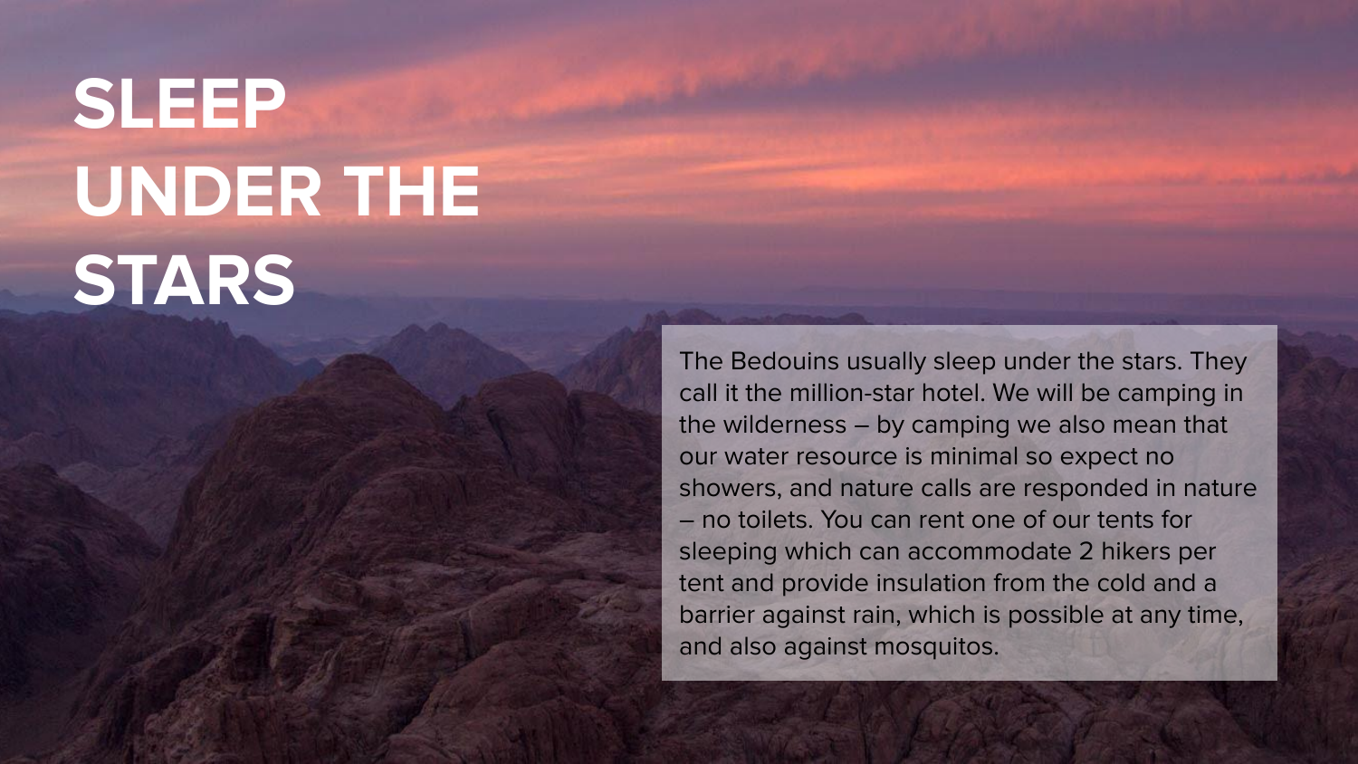# SLEEP UNDER THE STARS

The Bedouins usually sleep under the stars. They call it the million-star hotel. We will be camping in the wilderness – by camping we also mean that our water resource is minimal so expect no showers, and nature calls are responded in nature – no toilets. You can rent one of our tents for sleeping which can accommodate 2 hikers per tent and provide insulation from the cold and a barrier against rain, which is possible at any time, and also against mosquitos.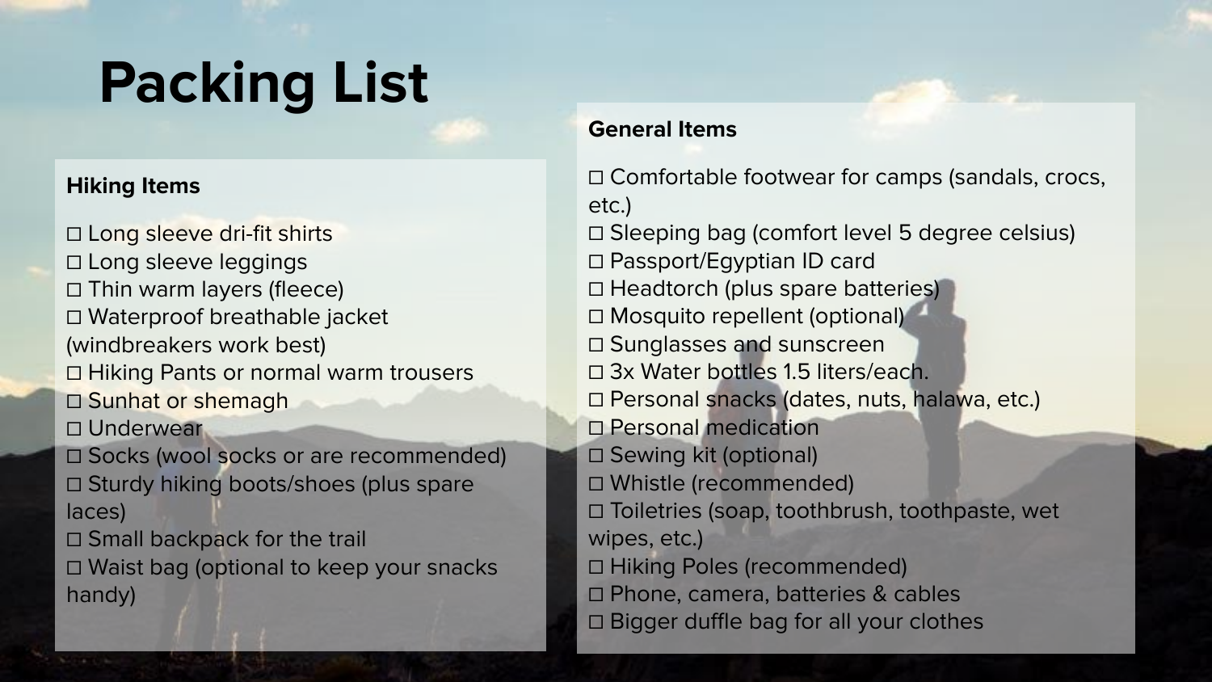# Packing List

### Hiking Items

- ☐ Long sleeve dri-fit shirts
- ☐ Long sleeve leggings
- ☐ Thin warm layers (fleece)
- ☐ Waterproof breathable jacket (windbreakers work best)
- ☐ Hiking Pants or normal warm trousers
- ☐ Sunhat or shemagh
- ☐ Underwear
- ☐ Socks (wool socks or are recommended)
- ☐ Sturdy hiking boots/shoes (plus spare laces)
- ☐ Small backpack for the trail
- ☐ Waist bag (optional to keep your snacks handy)

### General Items

- ☐ Comfortable footwear for camps (sandals, crocs, etc.)
- ☐ Sleeping bag (comfort level 5 degree celsius)
- ☐ Passport/Egyptian ID card
- ☐ Headtorch (plus spare batteries)
- ☐ Mosquito repellent (optional)
- ☐ Sunglasses and sunscreen
- ☐ 3x Water bottles 1.5 liters/each.
- ☐ Personal snacks (dates, nuts, halawa, etc.)
- ☐ Personal medication
- ☐ Sewing kit (optional)
- ☐ Whistle (recommended)
- ☐ Toiletries (soap, toothbrush, toothpaste, wet wipes, etc.)
- ☐ Hiking Poles (recommended)
- ☐ Phone, camera, batteries & cables
- ☐ Bigger duffle bag for all your clothes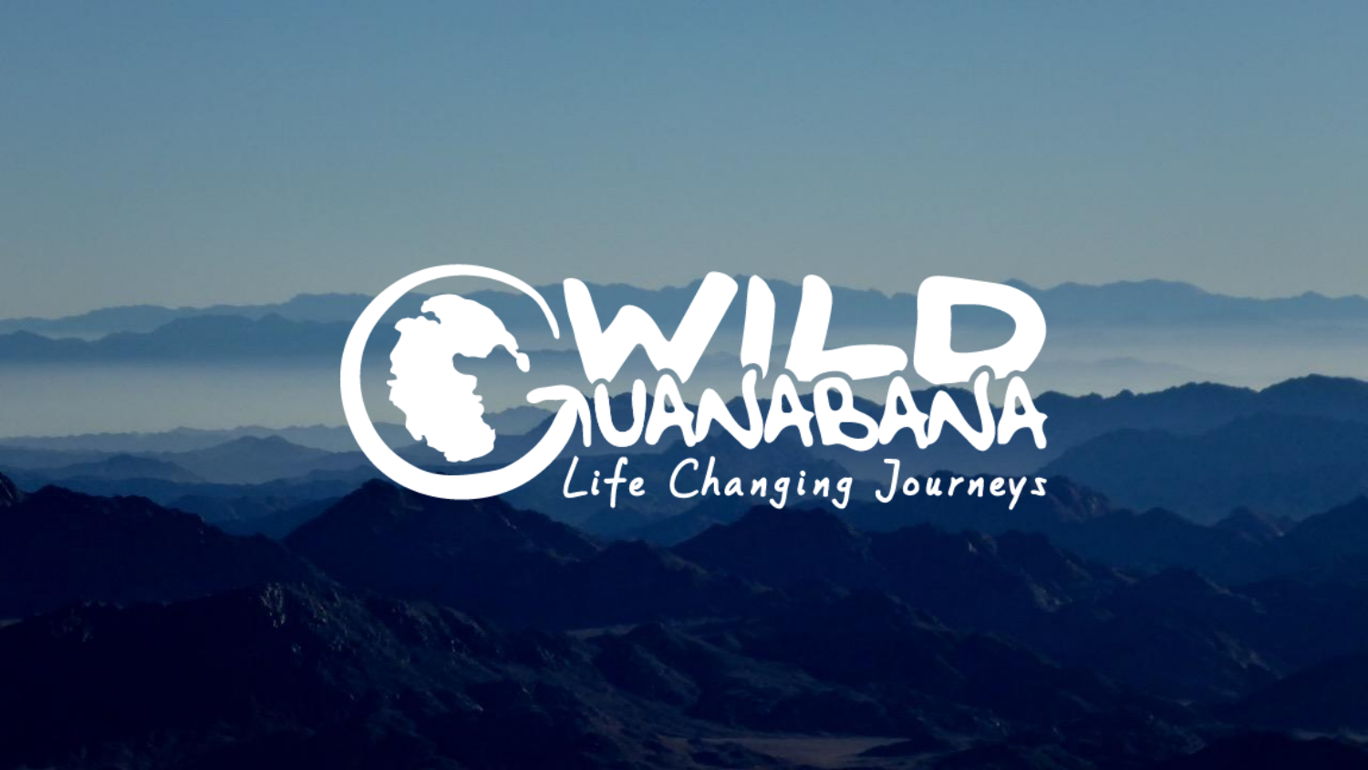WILD GUANABANA

Life Changing Journeys